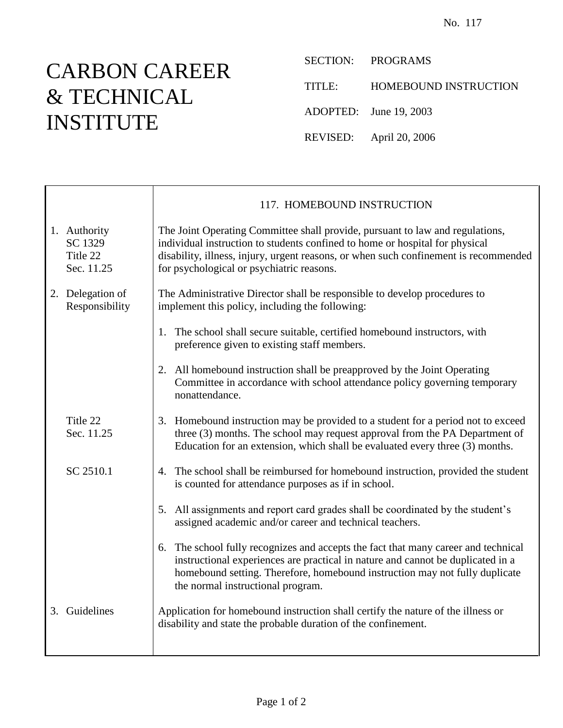No. 117

# CARBON CAREER & TECHNICAL INSTITUTE

SECTION: PROGRAMS

TITLE: HOMEBOUND INSTRUCTION

ADOPTED: June 19, 2003

REVISED: April 20, 2006

## 117. HOMEBOUND INSTRUCTION

**1. Authority**
SC 1329
Title 22
Sec. 11.25

The Joint Operating Committee shall provide, pursuant to law and regulations, individual instruction to students confined to home or hospital for physical disability, illness, injury, urgent reasons, or when such confinement is recommended for psychological or psychiatric reasons.

**2. Delegation of Responsibility**

The Administrative Director shall be responsible to develop procedures to implement this policy, including the following:

1. The school shall secure suitable, certified homebound instructors, with preference given to existing staff members.

2. All homebound instruction shall be preapproved by the Joint Operating Committee in accordance with school attendance policy governing temporary nonattendance.

3. Homebound instruction may be provided to a student for a period not to exceed three (3) months. The school may request approval from the PA Department of Education for an extension, which shall be evaluated every three (3) months. (Title 22 Sec. 11.25)

4. The school shall be reimbursed for homebound instruction, provided the student is counted for attendance purposes as if in school. (SC 2510.1)

5. All assignments and report card grades shall be coordinated by the student's assigned academic and/or career and technical teachers.

6. The school fully recognizes and accepts the fact that many career and technical instructional experiences are practical in nature and cannot be duplicated in a homebound setting. Therefore, homebound instruction may not fully duplicate the normal instructional program.

**3. Guidelines**

Application for homebound instruction shall certify the nature of the illness or disability and state the probable duration of the confinement.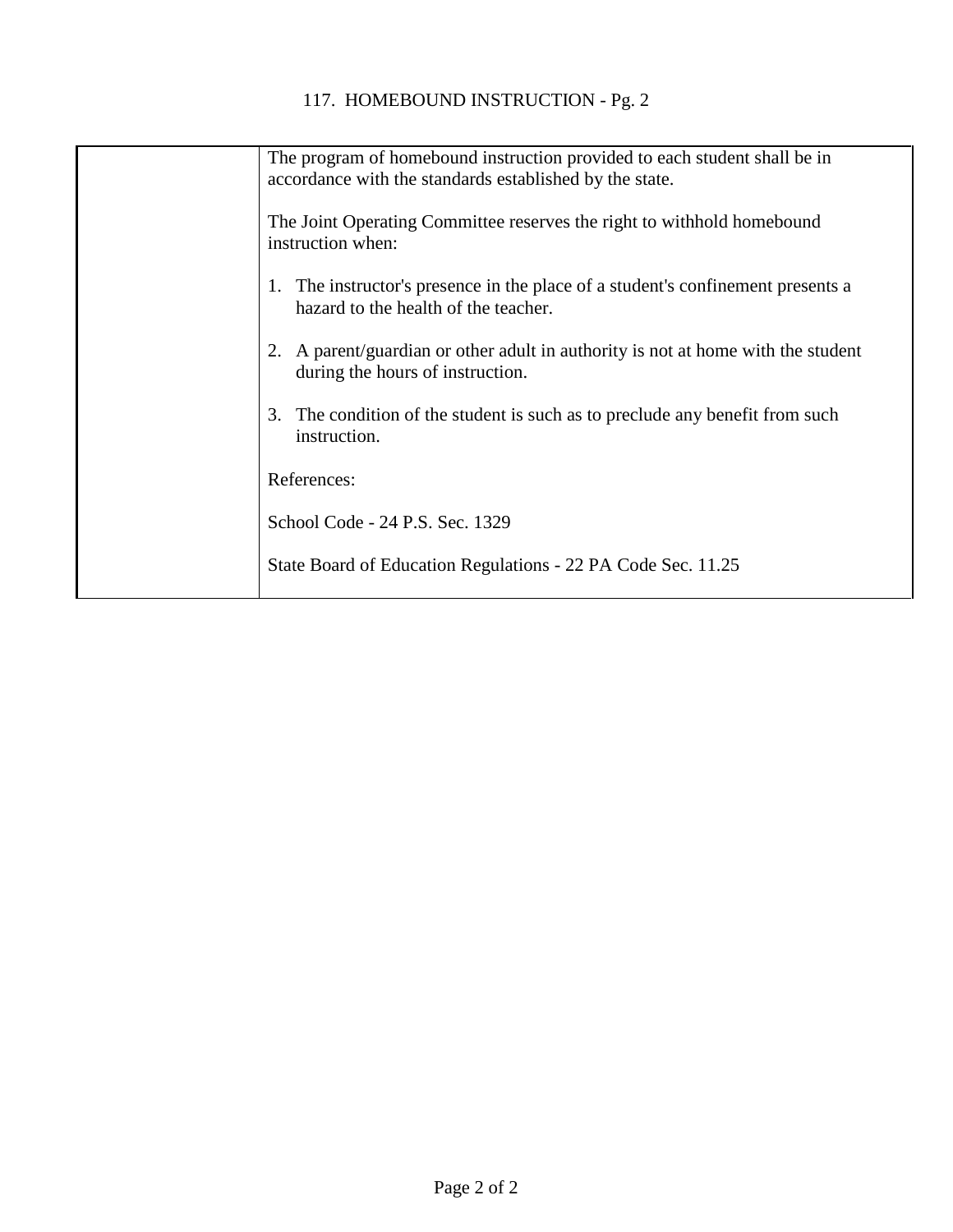The program of homebound instruction provided to each student shall be in accordance with the standards established by the state.

The Joint Operating Committee reserves the right to withhold homebound instruction when:

1. The instructor's presence in the place of a student's confinement presents a hazard to the health of the teacher.

2. A parent/guardian or other adult in authority is not at home with the student during the hours of instruction.

3. The condition of the student is such as to preclude any benefit from such instruction.

References:

School Code - 24 P.S. Sec. 1329

State Board of Education Regulations - 22 PA Code Sec. 11.25